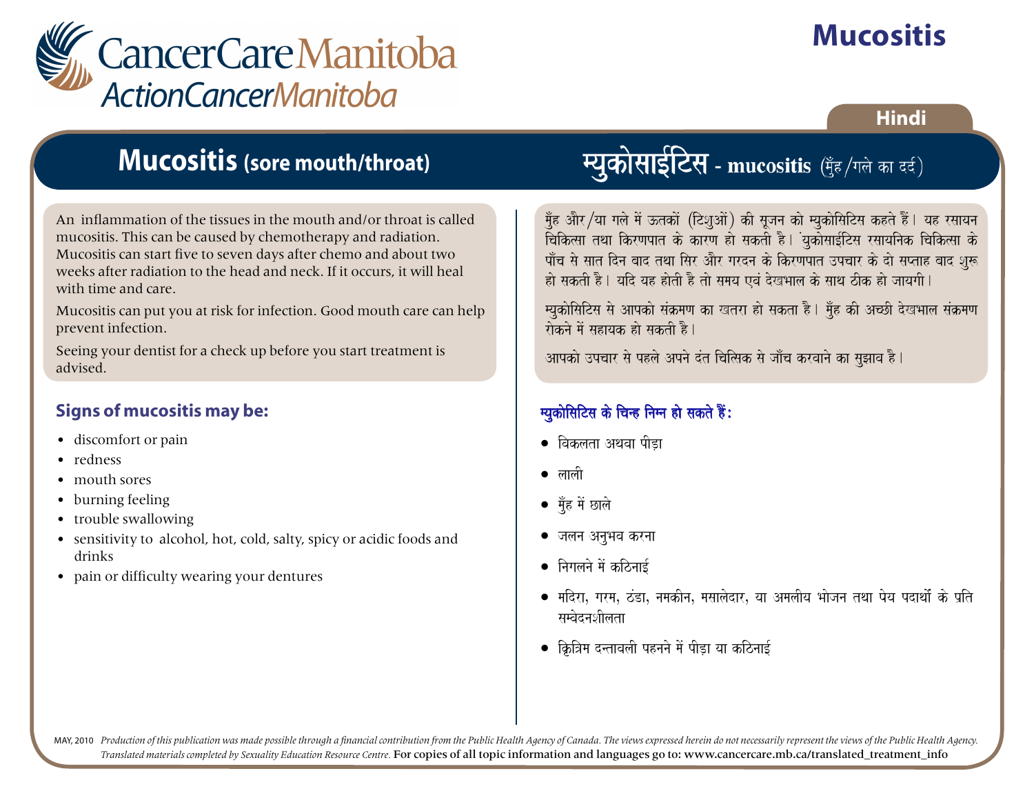# Mucositis

CancerCare Manitoba
ActionCancerManitoba

Hindi

## Mucositis (sore mouth/throat)

An inflammation of the tissues in the mouth and/or throat is called mucositis. This can be caused by chemotherapy and radiation. Mucositis can start five to seven days after chemo and about two weeks after radiation to the head and neck. If it occurs, it will heal with time and care.

Mucositis can put you at risk for infection. Good mouth care can help prevent infection.

Seeing your dentist for a check up before you start treatment is advised.

### Signs of mucositis may be:

- discomfort or pain
- redness
- mouth sores
- burning feeling
- trouble swallowing
- sensitivity to alcohol, hot, cold, salty, spicy or acidic foods and drinks
- pain or difficulty wearing your dentures

## म्युकोसाईटिस - mucositis (मुँह/गले का दर्द)

मुँह और/या गले में ऊतकों (टिशुओं) की सूजन को म्युकोसिटिस कहते हैं। यह रसायन चिकित्सा तथा किरणपात के कारण हो सकती है। युकोसाईटिस रसायनिक चिकित्सा के पाँच से सात दिन बाद तथा सिर और गरदन के किरणपात उपचार के दो सप्ताह बाद शुरू हो सकती है। यदि यह होती है तो समय एवं देखभाल के साथ ठीक हो जायगी।

म्युकोसिटिस से आपको संक्रमण का खतरा हो सकता है। मुँह की अच्छी देखभाल संक्रमण रोकने में सहायक हो सकती है।

आपको उपचार से पहले अपने दंत चित्सिक से जाँच करवाने का सुझाव है।

### म्युकोसिटिस के चिन्ह निम्न हो सकते हैं:

- विकलता अथवा पीड़ा
- लाली
- मुँह में छाले
- जलन अनुभव करना
- निगलने में कठिनाई
- मदिरा, गरम, ठंडा, नमकीन, मसालेदार, या अमलीय भोजन तथा पेय पदार्थो के प्रति सम्वेदनशीलता
- क्रित्रिम दन्तावली पहनने में पीड़ा या कठिनाई

MAY, 2010 *Production of this publication was made possible through a financial contribution from the Public Health Agency of Canada. The views expressed herein do not necessarily represent the views of the Public Health Agency. Translated materials completed by Sexuality Education Resource Centre.* For copies of all topic information and languages go to: www.cancercare.mb.ca/translated_treatment_info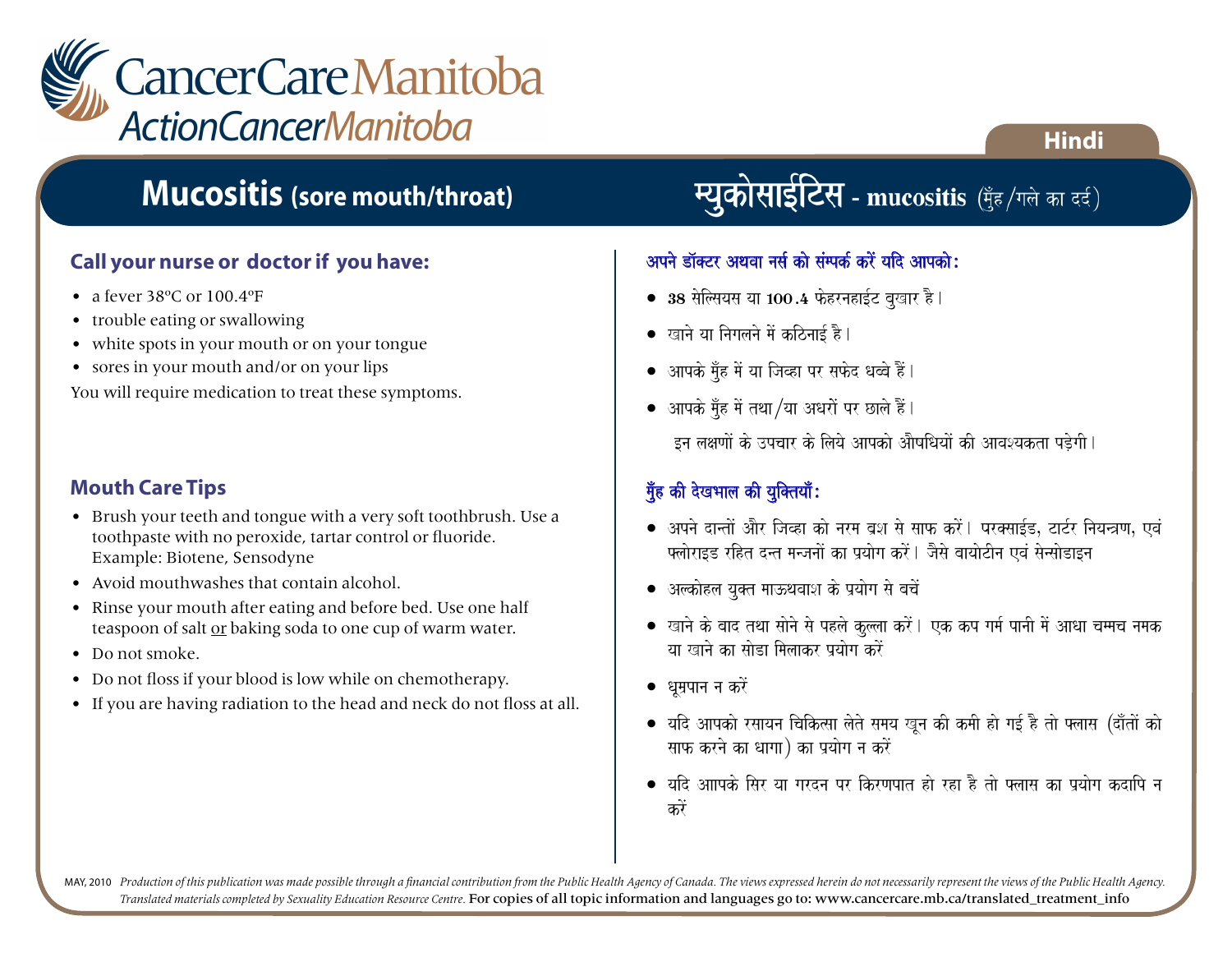CancerCare Manitoba
ActionCancerManitoba

Hindi

## Mucositis (sore mouth/throat)

### Call your nurse or doctor if you have:

- a fever 38ºC or 100.4ºF
- trouble eating or swallowing
- white spots in your mouth or on your tongue
- sores in your mouth and/or on your lips

You will require medication to treat these symptoms.

### Mouth Care Tips

- Brush your teeth and tongue with a very soft toothbrush. Use a toothpaste with no peroxide, tartar control or fluoride. Example: Biotene, Sensodyne
- Avoid mouthwashes that contain alcohol.
- Rinse your mouth after eating and before bed. Use one half teaspoon of salt or baking soda to one cup of warm water.
- Do not smoke.
- Do not floss if your blood is low while on chemotherapy.
- If you are having radiation to the head and neck do not floss at all.

## म्युकोसाईटिस - mucositis (मुँह/गले का दर्द)

### अपने डॉक्टर अथवा नर्स को संम्पर्क करें यदि आपको:

- 38 सेल्सियस या 100.4 फेहरनहाईट बुखार है।
- खाने या निगलने में कठिनाई है।
- आपके मुँह में या जिव्हा पर सफेद धब्बे हैं।
- आपके मुँह में तथा/या अधरों पर छाले हैं।

इन लक्षणों के उपचार के लिये आपको औषधियों की आवश्यकता पड़ेगी।

### मुँह की देखभाल की युक्तियाँ:

- अपने दान्तों और जिव्हा को नरम ब्रश से साफ करें। परक्साईड, टार्टर नियन्त्रण, एवं फ्लोराइड रहित दन्त मन्जनों का प्रयोग करें। जैसे बायोटीन एवं सेन्सोडाइन
- अल्कोहल युक्त माऊथवाश के प्रयोग से बचें
- खाने के बाद तथा सोने से पहले कुल्ला करें। एक कप गर्म पानी में आधा चम्मच नमक या खाने का सोडा मिलाकर प्रयोग करें
- धूम्रपान न करें
- यदि आपको रसायन चिकित्सा लेते समय खून की कमी हो गई है तो फ्लास (दाँतों को साफ करने का धागा) का प्रयोग न करें
- यदि आापके सिर या गरदन पर किरणपात हो रहा है तो फ्लास का प्रयोग कदापि न करें

MAY, 2010 *Production of this publication was made possible through a financial contribution from the Public Health Agency of Canada. The views expressed herein do not necessarily represent the views of the Public Health Agency. Translated materials completed by Sexuality Education Resource Centre.* For copies of all topic information and languages go to: www.cancercare.mb.ca/translated_treatment_info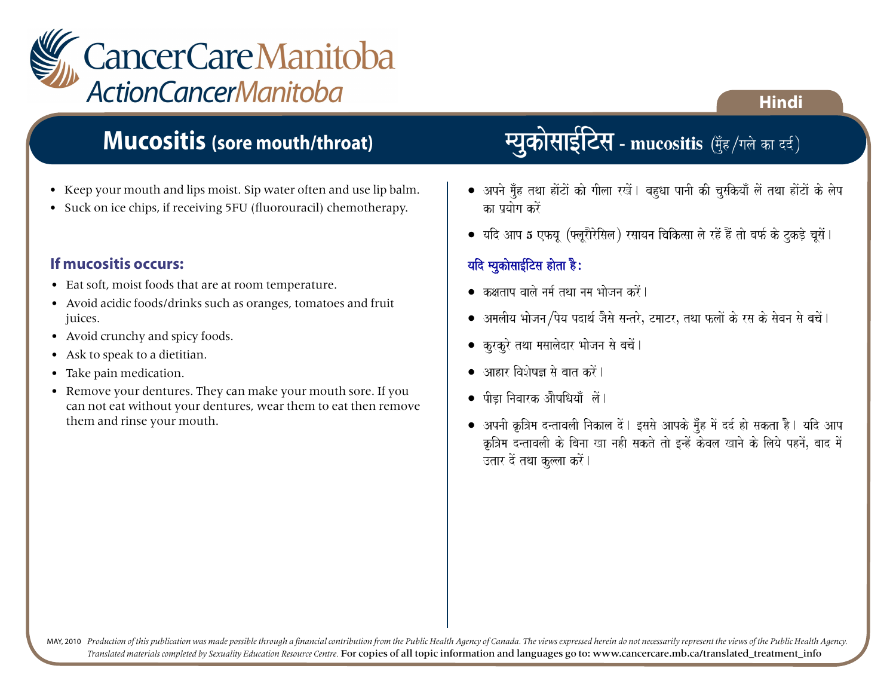CancerCare Manitoba
ActionCancerManitoba

Hindi

## Mucositis (sore mouth/throat)

- Keep your mouth and lips moist. Sip water often and use lip balm.
- Suck on ice chips, if receiving 5FU (fluorouracil) chemotherapy.

### If mucositis occurs:

- Eat soft, moist foods that are at room temperature.
- Avoid acidic foods/drinks such as oranges, tomatoes and fruit juices.
- Avoid crunchy and spicy foods.
- Ask to speak to a dietitian.
- Take pain medication.
- Remove your dentures. They can make your mouth sore. If you can not eat without your dentures, wear them to eat then remove them and rinse your mouth.

## म्युकोसाईटिस - mucositis (मुँह/गले का दर्द)

- अपने मुँह तथा होंटों को गीला रखें। बहुधा पानी की चुसकियाँ लें तथा होंटों के लेप का प्रयोग करें
- यदि आप 5 एफयू (फ्लूरौरेसिल) रसायन चिकित्सा ले रहें हैं तो बर्फ के टुकड़े चूसें।

### यदि म्युकोसाईटिस होता है:

- कक्षताप वाले नर्म तथा नम भोजन करें।
- अमलीय भोजन/पेय पदार्थ जैसे सन्तरे, टमाटर, तथा फलों के रस के सेवन से बचें।
- कुरकुरे तथा मसालेदार भोजन से बचें।
- आहार विशेषज्ञ से बात करें।
- पीड़ा निवारक औषधियाँ लें।
- अपनी कृत्रिम दन्तावली निकाल दें। इससे आपके मुँह में दर्द हो सकता है। यदि आप कृत्रिम दन्तावली के बिना खा नही सकते तो इन्हें केवल खाने के लिये पहनें, बाद में उतार दें तथा कुल्ला करें।

MAY, 2010 *Production of this publication was made possible through a financial contribution from the Public Health Agency of Canada. The views expressed herein do not necessarily represent the views of the Public Health Agency. Translated materials completed by Sexuality Education Resource Centre.* For copies of all topic information and languages go to: www.cancercare.mb.ca/translated_treatment_info